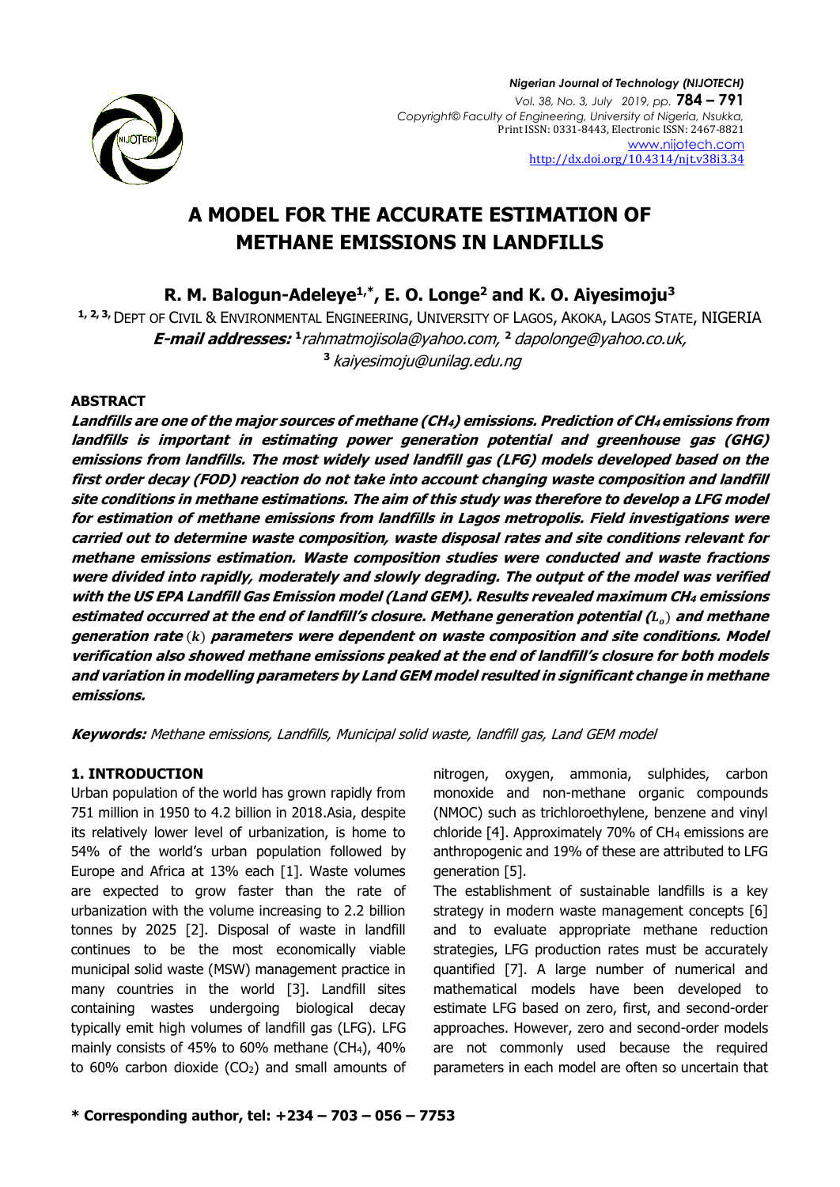# A MODEL FOR THE ACCURATE ESTIMATION OF METHANE EMISSIONS IN LANDFILLS

**R. M. Balogun-Adeleye[1,*], E. O. Longe[2] and K. O. Aiyesimoju[3]**

[1, 2, 3] DEPT OF CIVIL & ENVIRONMENTAL ENGINEERING, UNIVERSITY OF LAGOS, AKOKA, LAGOS STATE, NIGERIA

***E-mail addresses:*** [1] *rahmatmojisola@yahoo.com*, [2] *dapolonge@yahoo.co.uk*, [3] *kaiyesimoju@unilag.edu.ng*

### ABSTRACT

***Landfills are one of the major sources of methane ($CH_4$) emissions. Prediction of $CH_4$ emissions from landfills is important in estimating power generation potential and greenhouse gas (GHG) emissions from landfills. The most widely used landfill gas (LFG) models developed based on the first order decay (FOD) reaction do not take into account changing waste composition and landfill site conditions in methane estimations. The aim of this study was therefore to develop a LFG model for estimation of methane emissions from landfills in Lagos metropolis. Field investigations were carried out to determine waste composition, waste disposal rates and site conditions relevant for methane emissions estimation. Waste composition studies were conducted and waste fractions were divided into rapidly, moderately and slowly degrading. The output of the model was verified with the US EPA Landfill Gas Emission model (Land GEM). Results revealed maximum $CH_4$ emissions estimated occurred at the end of landfill's closure. Methane generation potential ($L_o$) and methane generation rate ($k$) parameters were dependent on waste composition and site conditions. Model verification also showed methane emissions peaked at the end of landfill's closure for both models and variation in modelling parameters by Land GEM model resulted in significant change in methane emissions.***

***Keywords:*** *Methane emissions, Landfills, Municipal solid waste, landfill gas, Land GEM model*

## 1. INTRODUCTION

Urban population of the world has grown rapidly from 751 million in 1950 to 4.2 billion in 2018.Asia, despite its relatively lower level of urbanization, is home to 54% of the world's urban population followed by Europe and Africa at 13% each [1]. Waste volumes are expected to grow faster than the rate of urbanization with the volume increasing to 2.2 billion tonnes by 2025 [2]. Disposal of waste in landfill continues to be the most economically viable municipal solid waste (MSW) management practice in many countries in the world [3]. Landfill sites containing wastes undergoing biological decay typically emit high volumes of landfill gas (LFG). LFG mainly consists of 45% to 60% methane ($CH_4$), 40% to 60% carbon dioxide ($CO_2$) and small amounts of nitrogen, oxygen, ammonia, sulphides, carbon monoxide and non-methane organic compounds (NMOC) such as trichloroethylene, benzene and vinyl chloride [4]. Approximately 70% of $CH_4$ emissions are anthropogenic and 19% of these are attributed to LFG generation [5].

The establishment of sustainable landfills is a key strategy in modern waste management concepts [6] and to evaluate appropriate methane reduction strategies, LFG production rates must be accurately quantified [7]. A large number of numerical and mathematical models have been developed to estimate LFG based on zero, first, and second-order approaches. However, zero and second-order models are not commonly used because the required parameters in each model are often so uncertain that

**\* Corresponding author, tel: +234 – 703 – 056 – 7753**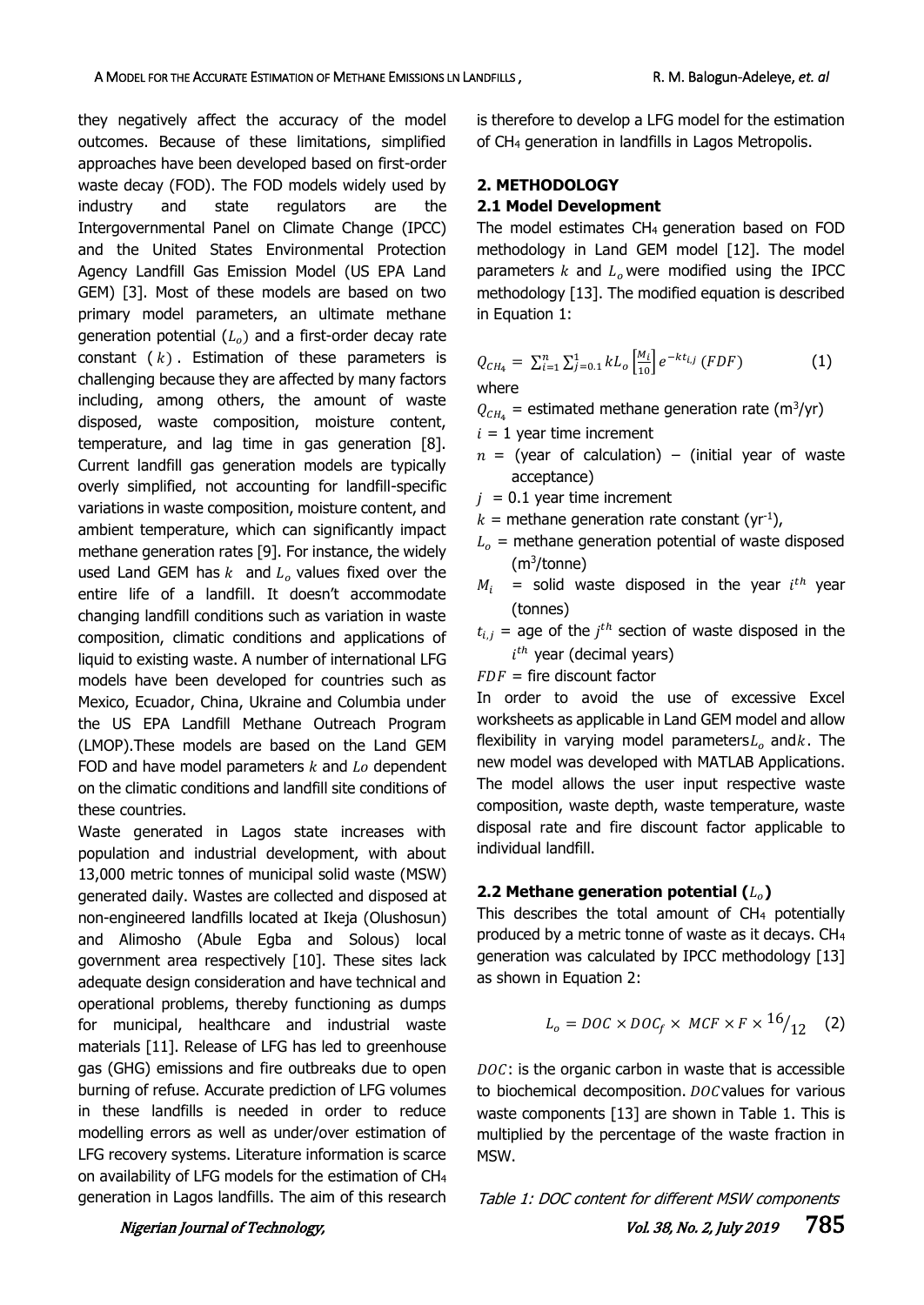they negatively affect the accuracy of the model outcomes. Because of these limitations, simplified approaches have been developed based on first-order waste decay (FOD). The FOD models widely used by industry and state regulators are the Intergovernmental Panel on Climate Change (IPCC) and the United States Environmental Protection Agency Landfill Gas Emission Model (US EPA Land GEM) [3]. Most of these models are based on two primary model parameters, an ultimate methane generation potential ($L_o$) and a first-order decay rate constant ( $k$) . Estimation of these parameters is challenging because they are affected by many factors including, among others, the amount of waste disposed, waste composition, moisture content, temperature, and lag time in gas generation [8]. Current landfill gas generation models are typically overly simplified, not accounting for landfill-specific variations in waste composition, moisture content, and ambient temperature, which can significantly impact methane generation rates [9]. For instance, the widely used Land GEM has $k$ and $L_o$ values fixed over the entire life of a landfill. It doesn't accommodate changing landfill conditions such as variation in waste composition, climatic conditions and applications of liquid to existing waste. A number of international LFG models have been developed for countries such as Mexico, Ecuador, China, Ukraine and Columbia under the US EPA Landfill Methane Outreach Program (LMOP).These models are based on the Land GEM FOD and have model parameters $k$ and $Lo$ dependent on the climatic conditions and landfill site conditions of these countries.

Waste generated in Lagos state increases with population and industrial development, with about 13,000 metric tonnes of municipal solid waste (MSW) generated daily. Wastes are collected and disposed at non-engineered landfills located at Ikeja (Olushosun) and Alimosho (Abule Egba and Solous) local government area respectively [10]. These sites lack adequate design consideration and have technical and operational problems, thereby functioning as dumps for municipal, healthcare and industrial waste materials [11]. Release of LFG has led to greenhouse gas (GHG) emissions and fire outbreaks due to open burning of refuse. Accurate prediction of LFG volumes in these landfills is needed in order to reduce modelling errors as well as under/over estimation of LFG recovery systems. Literature information is scarce on availability of LFG models for the estimation of $CH_4$ generation in Lagos landfills. The aim of this research is therefore to develop a LFG model for the estimation of $CH_4$ generation in landfills in Lagos Metropolis.

## 2. METHODOLOGY

### 2.1 Model Development

The model estimates $CH_4$ generation based on FOD methodology in Land GEM model [12]. The model parameters $k$ and $L_o$ were modified using the IPCC methodology [13]. The modified equation is described in Equation 1:

$$Q_{CH_4} = \sum_{i=1}^{n} \sum_{j=0.1}^{1} kL_o \left[\frac{M_i}{10}\right] e^{-kt_{i,j}} (FDF) \quad (1)$$

where

$Q_{CH_4}$ = estimated methane generation rate ($m^3/yr$)

$i$ = 1 year time increment

$n$ = (year of calculation) – (initial year of waste acceptance)

$j$ = 0.1 year time increment

$k$ = methane generation rate constant ($yr^{-1}$),

$L_o$ = methane generation potential of waste disposed ($m^3$/tonne)

$M_i$ = solid waste disposed in the year $i^{th}$ year (tonnes)

$t_{i,j}$ = age of the $j^{th}$ section of waste disposed in the $i^{th}$ year (decimal years)

$FDF$ = fire discount factor

In order to avoid the use of excessive Excel worksheets as applicable in Land GEM model and allow flexibility in varying model parameters $L_o$ and $k$. The new model was developed with MATLAB Applications. The model allows the user input respective waste composition, waste depth, waste temperature, waste disposal rate and fire discount factor applicable to individual landfill.

### 2.2 Methane generation potential ($L_o$)

This describes the total amount of $CH_4$ potentially produced by a metric tonne of waste as it decays. $CH_4$ generation was calculated by IPCC methodology [13] as shown in Equation 2:

$$L_o = DOC \times DOC_f \times MCF \times F \times {}^{16}/_{12} \quad (2)$$

$DOC$: is the organic carbon in waste that is accessible to biochemical decomposition. $DOC$ values for various waste components [13] are shown in Table 1. This is multiplied by the percentage of the waste fraction in MSW.

*Table 1: DOC content for different MSW components*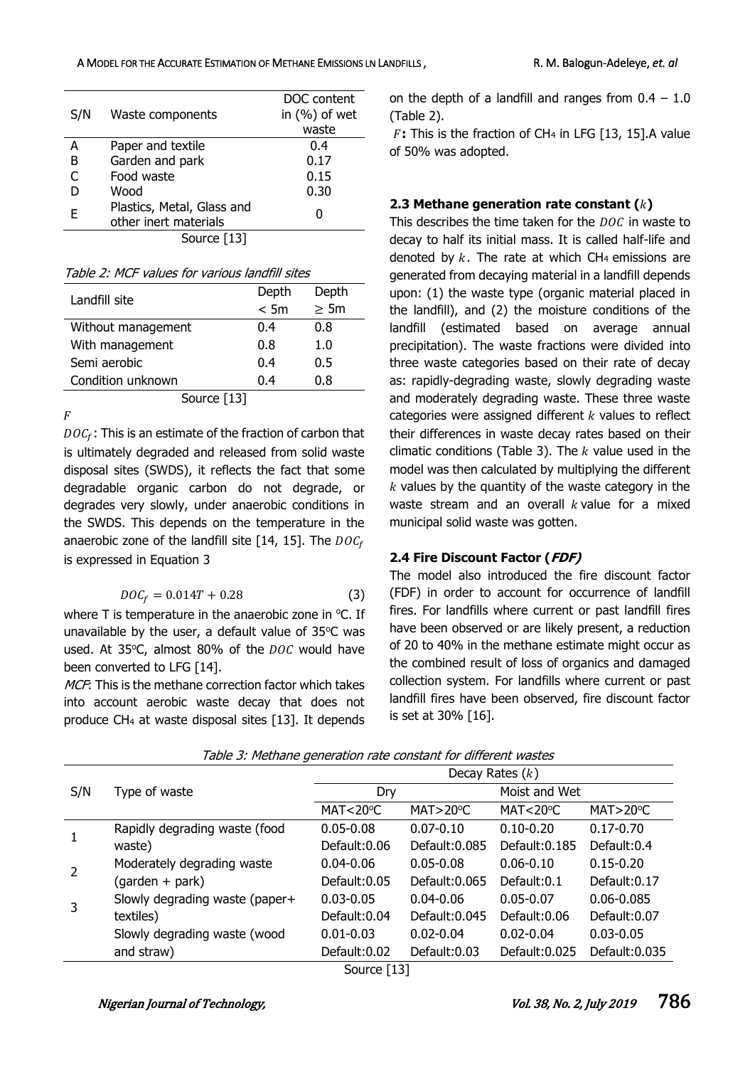| S/N | Waste components | DOC content in (%) of wet waste |
|---|---|---|
| A | Paper and textile | 0.4 |
| B | Garden and park | 0.17 |
| C | Food waste | 0.15 |
| D | Wood | 0.30 |
| E | Plastics, Metal, Glass and other inert materials | 0 |

Source [13]

*Table 2: MCF values for various landfill sites*

| Landfill site | Depth < 5m | Depth ≥ 5m |
|---|---|---|
| Without management | 0.4 | 0.8 |
| With management | 0.8 | 1.0 |
| Semi aerobic | 0.4 | 0.5 |
| Condition unknown | 0.4 | 0.8 |

Source [13]

$F$

$DOC_f$: This is an estimate of the fraction of carbon that is ultimately degraded and released from solid waste disposal sites (SWDS), it reflects the fact that some degradable organic carbon do not degrade, or degrades very slowly, under anaerobic conditions in the SWDS. This depends on the temperature in the anaerobic zone of the landfill site [14, 15]. The $DOC_f$ is expressed in Equation 3

$$DOC_f = 0.014T + 0.28 \quad (3)$$

where T is temperature in the anaerobic zone in $^oC$. If unavailable by the user, a default value of 35$^oC$ was used. At 35$^oC$, almost 80% of the $DOC$ would have been converted to LFG [14].

*MCF*: This is the methane correction factor which takes into account aerobic waste decay that does not produce $CH_4$ at waste disposal sites [13]. It depends on the depth of a landfill and ranges from 0.4 – 1.0 (Table 2).

$F$**:** This is the fraction of $CH_4$ in LFG [13, 15]. A value of 50% was adopted.

### 2.3 Methane generation rate constant ($k$)

This describes the time taken for the $DOC$ in waste to decay to half its initial mass. It is called half-life and denoted by $k$. The rate at which $CH_4$ emissions are generated from decaying material in a landfill depends upon: (1) the waste type (organic material placed in the landfill), and (2) the moisture conditions of the landfill (estimated based on average annual precipitation). The waste fractions were divided into three waste categories based on their rate of decay as: rapidly-degrading waste, slowly degrading waste and moderately degrading waste. These three waste categories were assigned different $k$ values to reflect their differences in waste decay rates based on their climatic conditions (Table 3). The $k$ value used in the model was then calculated by multiplying the different $k$ values by the quantity of the waste category in the waste stream and an overall $k$ value for a mixed municipal solid waste was gotten.

### 2.4 Fire Discount Factor (*FDF*)

The model also introduced the fire discount factor (FDF) in order to account for occurrence of landfill fires. For landfills where current or past landfill fires have been observed or are likely present, a reduction of 20 to 40% in the methane estimate might occur as the combined result of loss of organics and damaged collection system. For landfills where current or past landfill fires have been observed, fire discount factor is set at 30% [16].

*Table 3: Methane generation rate constant for different wastes*

| S/N | Type of waste | Decay Rates ($k$) | | | |
|---|---|---|---|---|---|
| | | Dry | | Moist and Wet | |
| | | MAT<20$^oC$ | MAT>20$^oC$ | MAT<20$^oC$ | MAT>20$^oC$ |
| 1 | Rapidly degrading waste (food waste) | 0.05-0.08 Default:0.06 | 0.07-0.10 Default:0.085 | 0.10-0.20 Default:0.185 | 0.17-0.70 Default:0.4 |
| 2 | Moderately degrading waste (garden + park) | 0.04-0.06 Default:0.05 | 0.05-0.08 Default:0.065 | 0.06-0.10 Default:0.1 | 0.15-0.20 Default:0.17 |
| 3 | Slowly degrading waste (paper+ textiles) | 0.03-0.05 Default:0.04 | 0.04-0.06 Default:0.045 | 0.05-0.07 Default:0.06 | 0.06-0.085 Default:0.07 |
| | Slowly degrading waste (wood and straw) | 0.01-0.03 Default:0.02 | 0.02-0.04 Default:0.03 | 0.02-0.04 Default:0.025 | 0.03-0.05 Default:0.035 |

Source [13]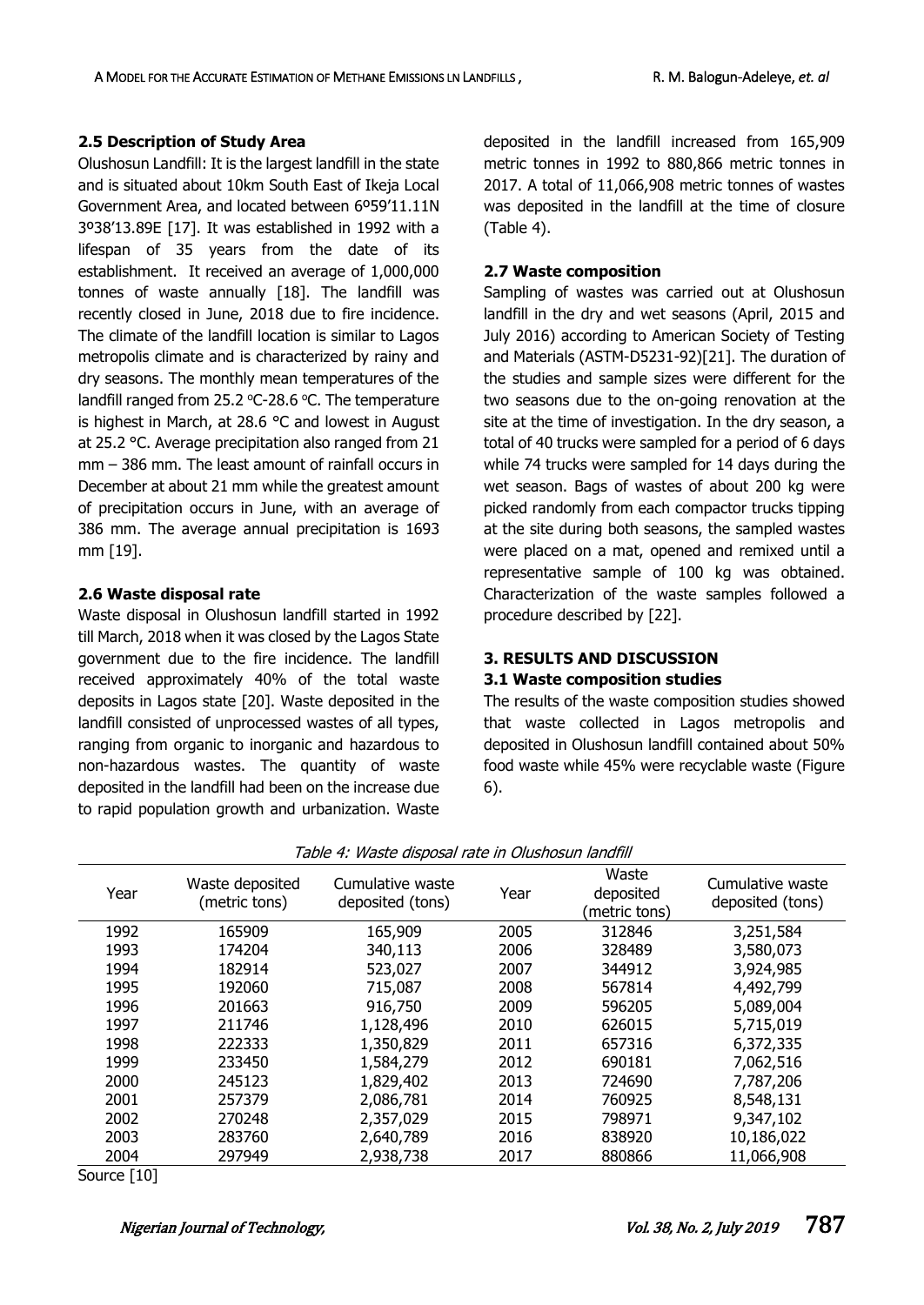### 2.5 Description of Study Area

Olushosun Landfill: It is the largest landfill in the state and is situated about 10km South East of Ikeja Local Government Area, and located between 6º59'11.11N 3º38'13.89E [17]. It was established in 1992 with a lifespan of 35 years from the date of its establishment. It received an average of 1,000,000 tonnes of waste annually [18]. The landfill was recently closed in June, 2018 due to fire incidence. The climate of the landfill location is similar to Lagos metropolis climate and is characterized by rainy and dry seasons. The monthly mean temperatures of the landfill ranged from 25.2 °C-28.6 °C. The temperature is highest in March, at 28.6 °C and lowest in August at 25.2 °C. Average precipitation also ranged from 21 mm – 386 mm. The least amount of rainfall occurs in December at about 21 mm while the greatest amount of precipitation occurs in June, with an average of 386 mm. The average annual precipitation is 1693 mm [19].

### 2.6 Waste disposal rate

Waste disposal in Olushosun landfill started in 1992 till March, 2018 when it was closed by the Lagos State government due to the fire incidence. The landfill received approximately 40% of the total waste deposits in Lagos state [20]. Waste deposited in the landfill consisted of unprocessed wastes of all types, ranging from organic to inorganic and hazardous to non-hazardous wastes. The quantity of waste deposited in the landfill had been on the increase due to rapid population growth and urbanization. Waste deposited in the landfill increased from 165,909 metric tonnes in 1992 to 880,866 metric tonnes in 2017. A total of 11,066,908 metric tonnes of wastes was deposited in the landfill at the time of closure (Table 4).

### 2.7 Waste composition

Sampling of wastes was carried out at Olushosun landfill in the dry and wet seasons (April, 2015 and July 2016) according to American Society of Testing and Materials (ASTM-D5231-92)[21]. The duration of the studies and sample sizes were different for the two seasons due to the on-going renovation at the site at the time of investigation. In the dry season, a total of 40 trucks were sampled for a period of 6 days while 74 trucks were sampled for 14 days during the wet season. Bags of wastes of about 200 kg were picked randomly from each compactor trucks tipping at the site during both seasons, the sampled wastes were placed on a mat, opened and remixed until a representative sample of 100 kg was obtained. Characterization of the waste samples followed a procedure described by [22].

## 3. RESULTS AND DISCUSSION

### 3.1 Waste composition studies

The results of the waste composition studies showed that waste collected in Lagos metropolis and deposited in Olushosun landfill contained about 50% food waste while 45% were recyclable waste (Figure 6).

*Table 4: Waste disposal rate in Olushosun landfill*

| Year | Waste deposited (metric tons) | Cumulative waste deposited (tons) | Year | Waste deposited (metric tons) | Cumulative waste deposited (tons) |
|---|---|---|---|---|---|
| 1992 | 165909 | 165,909 | 2005 | 312846 | 3,251,584 |
| 1993 | 174204 | 340,113 | 2006 | 328489 | 3,580,073 |
| 1994 | 182914 | 523,027 | 2007 | 344912 | 3,924,985 |
| 1995 | 192060 | 715,087 | 2008 | 567814 | 4,492,799 |
| 1996 | 201663 | 916,750 | 2009 | 596205 | 5,089,004 |
| 1997 | 211746 | 1,128,496 | 2010 | 626015 | 5,715,019 |
| 1998 | 222333 | 1,350,829 | 2011 | 657316 | 6,372,335 |
| 1999 | 233450 | 1,584,279 | 2012 | 690181 | 7,062,516 |
| 2000 | 245123 | 1,829,402 | 2013 | 724690 | 7,787,206 |
| 2001 | 257379 | 2,086,781 | 2014 | 760925 | 8,548,131 |
| 2002 | 270248 | 2,357,029 | 2015 | 798971 | 9,347,102 |
| 2003 | 283760 | 2,640,789 | 2016 | 838920 | 10,186,022 |
| 2004 | 297949 | 2,938,738 | 2017 | 880866 | 11,066,908 |

Source [10]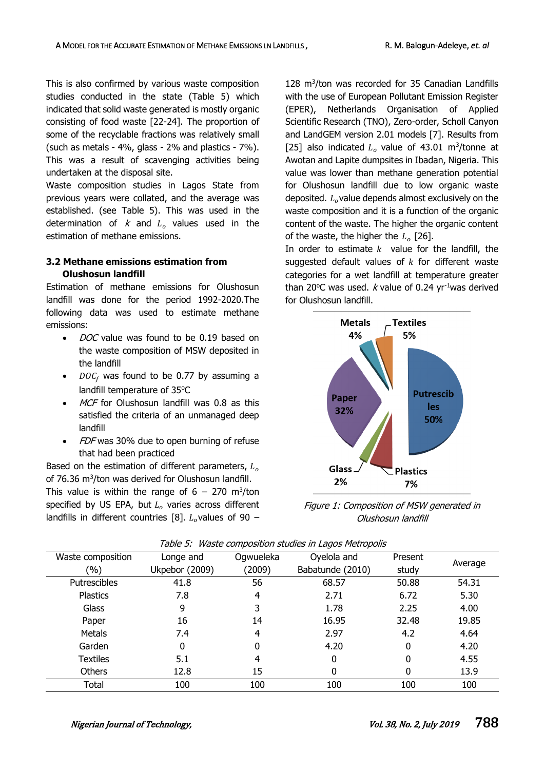This is also confirmed by various waste composition studies conducted in the state (Table 5) which indicated that solid waste generated is mostly organic consisting of food waste [22-24]. The proportion of some of the recyclable fractions was relatively small (such as metals - 4%, glass - 2% and plastics - 7%). This was a result of scavenging activities being undertaken at the disposal site.

Waste composition studies in Lagos State from previous years were collated, and the average was established. (see Table 5). This was used in the determination of $k$ and $L_o$ values used in the estimation of methane emissions.

### 3.2 Methane emissions estimation from Olushosun landfill

Estimation of methane emissions for Olushosun landfill was done for the period 1992-2020.The following data was used to estimate methane emissions:

- *DOC* value was found to be 0.19 based on the waste composition of MSW deposited in the landfill
- $DOC_f$ was found to be 0.77 by assuming a landfill temperature of 35°C
- *MCF* for Olushosun landfill was 0.8 as this satisfied the criteria of an unmanaged deep landfill
- *FDF* was 30% due to open burning of refuse that had been practiced

Based on the estimation of different parameters, $L_o$ of 76.36 m$^3$/ton was derived for Olushosun landfill. This value is within the range of 6 – 270 m$^3$/ton specified by US EPA, but $L_o$ varies across different landfills in different countries [8]. $L_o$ values of 90 – 128 m$^3$/ton was recorded for 35 Canadian Landfills with the use of European Pollutant Emission Register (EPER), Netherlands Organisation of Applied Scientific Research (TNO), Zero-order, Scholl Canyon and LandGEM version 2.01 models [7]. Results from [25] also indicated $L_o$ value of 43.01 m$^3$/tonne at Awotan and Lapite dumpsites in Ibadan, Nigeria. This value was lower than methane generation potential for Olushosun landfill due to low organic waste deposited. $L_o$ value depends almost exclusively on the waste composition and it is a function of the organic content of the waste. The higher the organic content of the waste, the higher the $L_o$ [26].

In order to estimate $k$ value for the landfill, the suggested default values of $k$ for different waste categories for a wet landfill at temperature greater than 20°C was used. $k$ value of 0.24 yr$^{-1}$was derived for Olushosun landfill.

*Figure 1: Composition of MSW generated in Olushosun landfill*

*Table 5: Waste composition studies in Lagos Metropolis*

| Waste composition (%) | Longe and Ukpebor (2009) | Ogwueleka (2009) | Oyelola and Babatunde (2010) | Present study | Average |
|---|---|---|---|---|---|
| Putrescibles | 41.8 | 56 | 68.57 | 50.88 | 54.31 |
| Plastics | 7.8 | 4 | 2.71 | 6.72 | 5.30 |
| Glass | 9 | 3 | 1.78 | 2.25 | 4.00 |
| Paper | 16 | 14 | 16.95 | 32.48 | 19.85 |
| Metals | 7.4 | 4 | 2.97 | 4.2 | 4.64 |
| Garden | 0 | 0 | 4.20 | 0 | 4.20 |
| Textiles | 5.1 | 4 | 0 | 0 | 4.55 |
| Others | 12.8 | 15 | 0 | 0 | 13.9 |
| Total | 100 | 100 | 100 | 100 | 100 |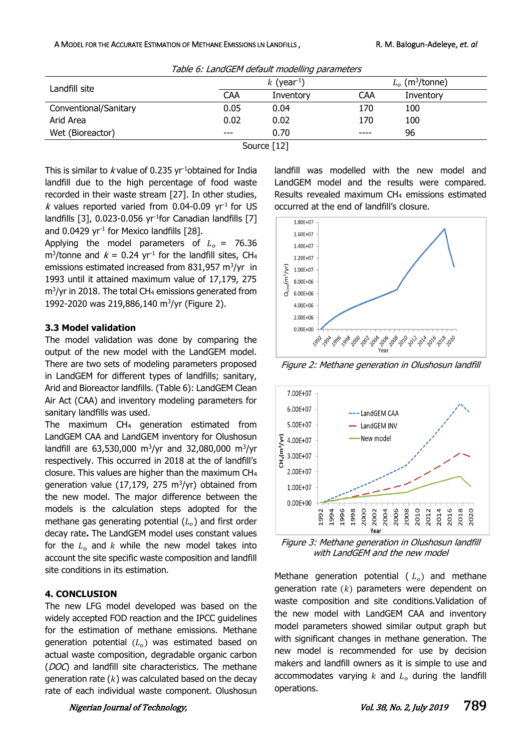Table 6: LandGEM default modelling parameters

| Landfill site | $k$ (year$^{-1}$) | | $L_o$ (m$^3$/tonne) | |
|---|---|---|---|---|
| | CAA | Inventory | CAA | Inventory |
| Conventional/Sanitary | 0.05 | 0.04 | 170 | 100 |
| Arid Area | 0.02 | 0.02 | 170 | 100 |
| Wet (Bioreactor) | --- | 0.70 | ---- | 96 |

Source [12]

This is similar to $k$ value of 0.235 yr$^{-1}$obtained for India landfill due to the high percentage of food waste recorded in their waste stream [27]. In other studies, $k$ values reported varied from 0.04-0.09 yr$^{-1}$ for US landfills [3], 0.023-0.056 yr$^{-1}$for Canadian landfills [7] and 0.0429 yr$^{-1}$ for Mexico landfills [28].

Applying the model parameters of $L_o$ = 76.36 m$^3$/tonne and $k$ = 0.24 yr$^{-1}$ for the landfill sites, $CH_4$ emissions estimated increased from 831,957 m$^3$/yr in 1993 until it attained maximum value of 17,179, 275 m$^3$/yr in 2018. The total $CH_4$ emissions generated from 1992-2020 was 219,886,140 m$^3$/yr (Figure 2).

### 3.3 Model validation

The model validation was done by comparing the output of the new model with the LandGEM model. There are two sets of modeling parameters proposed in LandGEM for different types of landfills; sanitary, Arid and Bioreactor landfills. (Table 6): LandGEM Clean Air Act (CAA) and inventory modeling parameters for sanitary landfills was used.

The maximum $CH_4$ generation estimated from LandGEM CAA and LandGEM inventory for Olushosun landfill are 63,530,000 m$^3$/yr and 32,080,000 m$^3$/yr respectively. This occurred in 2018 at the of landfill's closure. This values are higher than the maximum $CH_4$ generation value (17,179, 275 m$^3$/yr) obtained from the new model. The major difference between the models is the calculation steps adopted for the methane gas generating potential ($L_o$) and first order decay rate**.** The LandGEM model uses constant values for the $L_o$ and $k$ while the new model takes into account the site specific waste composition and landfill site conditions in its estimation.

landfill was modelled with the new model and LandGEM model and the results were compared. Results revealed maximum $CH_4$ emissions estimated occurred at the end of landfill's closure.

*Figure 2: Methane generation in Olushosun landfill*

*Figure 3: Methane generation in Olushosun landfill with LandGEM and the new model*

## 4. CONCLUSION

The new LFG model developed was based on the widely accepted FOD reaction and the IPCC guidelines for the estimation of methane emissions. Methane generation potential ($L_o$) was estimated based on actual waste composition, degradable organic carbon (*DOC*) and landfill site characteristics. The methane generation rate ($k$) was calculated based on the decay rate of each individual waste component. Olushosun

Methane generation potential ($L_o$) and methane generation rate ($k$) parameters were dependent on waste composition and site conditions.Validation of the new model with LandGEM CAA and inventory model parameters showed similar output graph but with significant changes in methane generation. The new model is recommended for use by decision makers and landfill owners as it is simple to use and accommodates varying $k$ and $L_o$ during the landfill operations.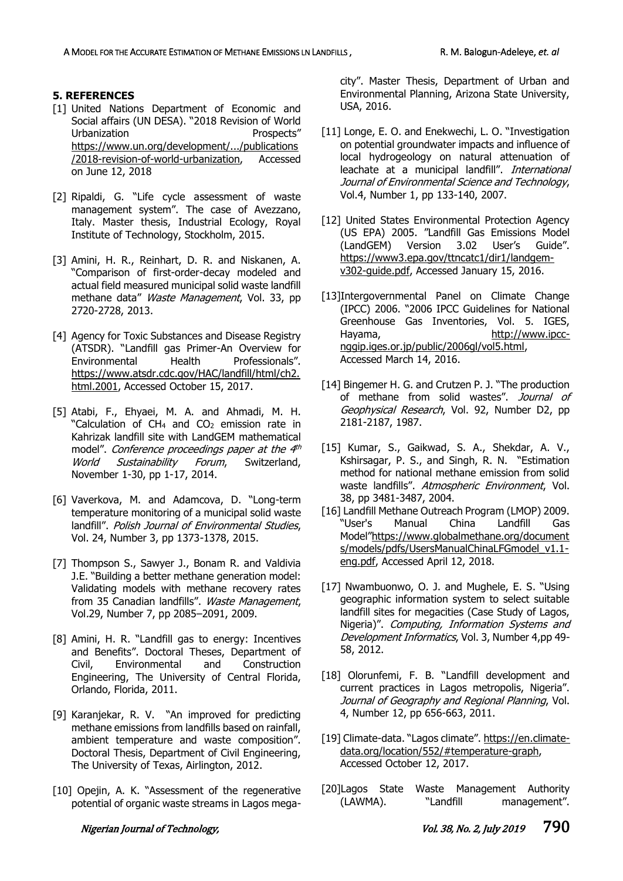## 5. REFERENCES

[1] United Nations Department of Economic and Social affairs (UN DESA). "2018 Revision of World Urbanization Prospects" https://www.un.org/development/.../publications/2018-revision-of-world-urbanization, Accessed on June 12, 2018

[2] Ripaldi, G. "Life cycle assessment of waste management system". The case of Avezzano, Italy. Master thesis, Industrial Ecology, Royal Institute of Technology, Stockholm, 2015.

[3] Amini, H. R., Reinhart, D. R. and Niskanen, A. "Comparison of first-order-decay modeled and actual field measured municipal solid waste landfill methane data" *Waste Management*, Vol. 33, pp 2720-2728, 2013.

[4] Agency for Toxic Substances and Disease Registry (ATSDR). "Landfill gas Primer-An Overview for Environmental Health Professionals". https://www.atsdr.cdc.gov/HAC/landfill/html/ch2.html.2001, Accessed October 15, 2017.

[5] Atabi, F., Ehyaei, M. A. and Ahmadi, M. H. "Calculation of $CH_4$ and $CO_2$ emission rate in Kahrizak landfill site with LandGEM mathematical model". *Conference proceedings paper at the 4th World Sustainability Forum*, Switzerland, November 1-30, pp 1-17, 2014.

[6] Vaverkova, M. and Adamcova, D. "Long-term temperature monitoring of a municipal solid waste landfill". *Polish Journal of Environmental Studies*, Vol. 24, Number 3, pp 1373-1378, 2015.

[7] Thompson S., Sawyer J., Bonam R. and Valdivia J.E. "Building a better methane generation model: Validating models with methane recovery rates from 35 Canadian landfills". *Waste Management*, Vol.29, Number 7, pp 2085–2091, 2009.

[8] Amini, H. R. "Landfill gas to energy: Incentives and Benefits". Doctoral Theses, Department of Civil, Environmental and Construction Engineering, The University of Central Florida, Orlando, Florida, 2011.

[9] Karanjekar, R. V. "An improved for predicting methane emissions from landfills based on rainfall, ambient temperature and waste composition". Doctoral Thesis, Department of Civil Engineering, The University of Texas, Airlington, 2012.

[10] Opejin, A. K. "Assessment of the regenerative potential of organic waste streams in Lagos mega-city". Master Thesis, Department of Urban and Environmental Planning, Arizona State University, USA, 2016.

[11] Longe, E. O. and Enekwechi, L. O. "Investigation on potential groundwater impacts and influence of local hydrogeology on natural attenuation of leachate at a municipal landfill". *International Journal of Environmental Science and Technology*, Vol.4, Number 1, pp 133-140, 2007.

[12] United States Environmental Protection Agency (US EPA) 2005. "Landfill Gas Emissions Model (LandGEM) Version 3.02 User's Guide". https://www3.epa.gov/ttncatc1/dir1/landgem-v302-guide.pdf, Accessed January 15, 2016.

[13] Intergovernmental Panel on Climate Change (IPCC) 2006. "2006 IPCC Guidelines for National Greenhouse Gas Inventories, Vol. 5. IGES, Hayama, http://www.ipcc-nggip.iges.or.jp/public/2006gl/vol5.html, Accessed March 14, 2016.

[14] Bingemer H. G. and Crutzen P. J. "The production of methane from solid wastes". *Journal of Geophysical Research*, Vol. 92, Number D2, pp 2181-2187, 1987.

[15] Kumar, S., Gaikwad, S. A., Shekdar, A. V., Kshirsagar, P. S., and Singh, R. N. "Estimation method for national methane emission from solid waste landfills". *Atmospheric Environment*, Vol. 38, pp 3481-3487, 2004.

[16] Landfill Methane Outreach Program (LMOP) 2009. "User's Manual China Landfill Gas Model"https://www.globalmethane.org/documents/models/pdfs/UsersManualChinaLFGmodel_v1.1-eng.pdf, Accessed April 12, 2018.

[17] Nwambuonwo, O. J. and Mughele, E. S. "Using geographic information system to select suitable landfill sites for megacities (Case Study of Lagos, Nigeria)". *Computing, Information Systems and Development Informatics*, Vol. 3, Number 4,pp 49-58, 2012.

[18] Olorunfemi, F. B. "Landfill development and current practices in Lagos metropolis, Nigeria". *Journal of Geography and Regional Planning*, Vol. 4, Number 12, pp 656-663, 2011.

[19] Climate-data. "Lagos climate". https://en.climate-data.org/location/552/#temperature-graph, Accessed October 12, 2017.

[20] Lagos State Waste Management Authority (LAWMA). "Landfill management".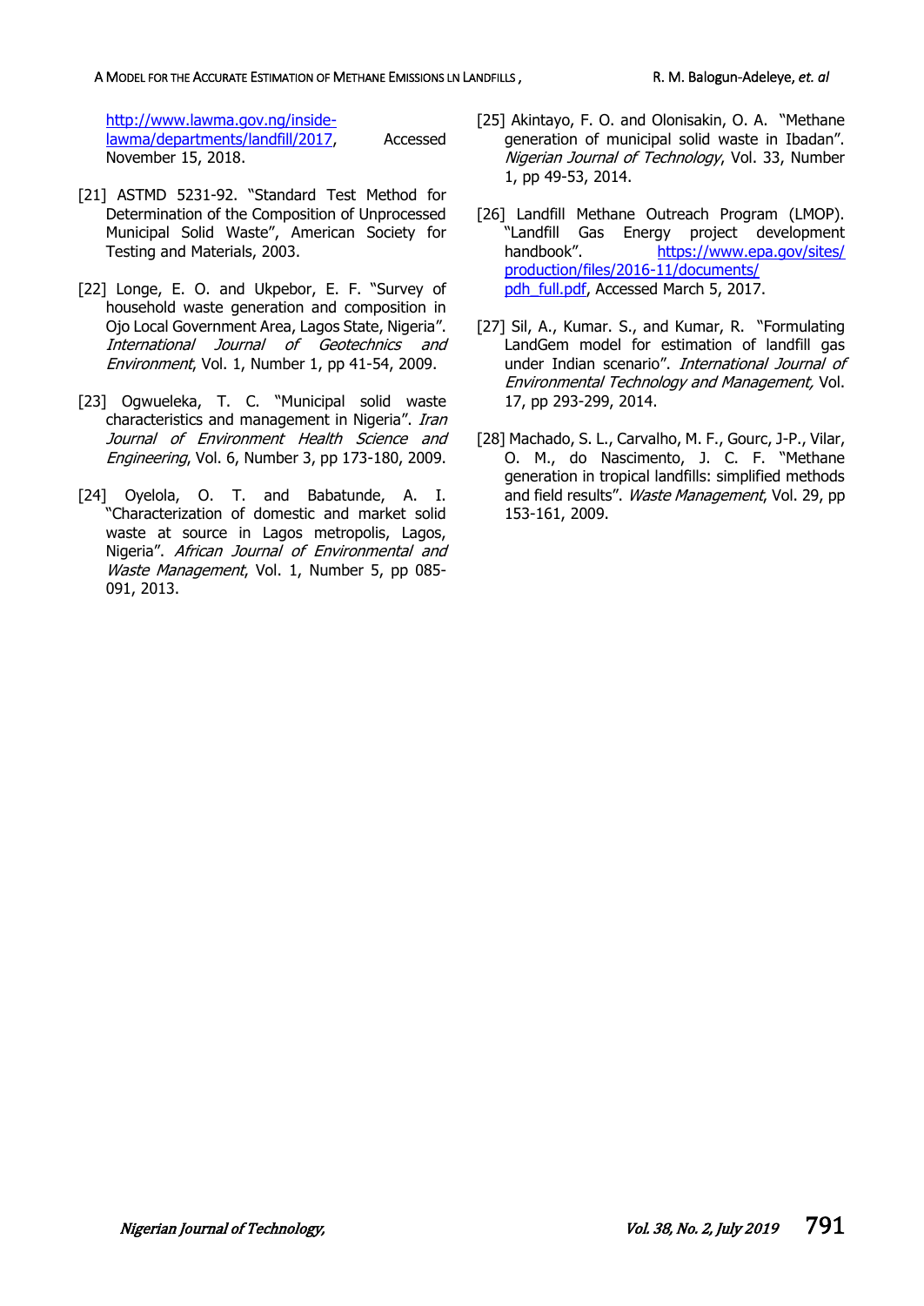http://www.lawma.gov.ng/inside-lawma/departments/landfill/2017, Accessed November 15, 2018.

[21] ASTMD 5231-92. "Standard Test Method for Determination of the Composition of Unprocessed Municipal Solid Waste", American Society for Testing and Materials, 2003.

[22] Longe, E. O. and Ukpebor, E. F. "Survey of household waste generation and composition in Ojo Local Government Area, Lagos State, Nigeria". *International Journal of Geotechnics and Environment*, Vol. 1, Number 1, pp 41-54, 2009.

[23] Ogwueleka, T. C. "Municipal solid waste characteristics and management in Nigeria". *Iran Journal of Environment Health Science and Engineering*, Vol. 6, Number 3, pp 173-180, 2009.

[24] Oyelola, O. T. and Babatunde, A. I. "Characterization of domestic and market solid waste at source in Lagos metropolis, Lagos, Nigeria". *African Journal of Environmental and Waste Management*, Vol. 1, Number 5, pp 085-091, 2013.

[25] Akintayo, F. O. and Olonisakin, O. A. "Methane generation of municipal solid waste in Ibadan". *Nigerian Journal of Technology*, Vol. 33, Number 1, pp 49-53, 2014.

[26] Landfill Methane Outreach Program (LMOP). "Landfill Gas Energy project development handbook". https://www.epa.gov/sites/production/files/2016-11/documents/pdh_full.pdf, Accessed March 5, 2017.

[27] Sil, A., Kumar. S., and Kumar, R. "Formulating LandGem model for estimation of landfill gas under Indian scenario". *International Journal of Environmental Technology and Management,* Vol. 17, pp 293-299, 2014.

[28] Machado, S. L., Carvalho, M. F., Gourc, J-P., Vilar, O. M., do Nascimento, J. C. F. "Methane generation in tropical landfills: simplified methods and field results". *Waste Management*, Vol. 29, pp 153-161, 2009.